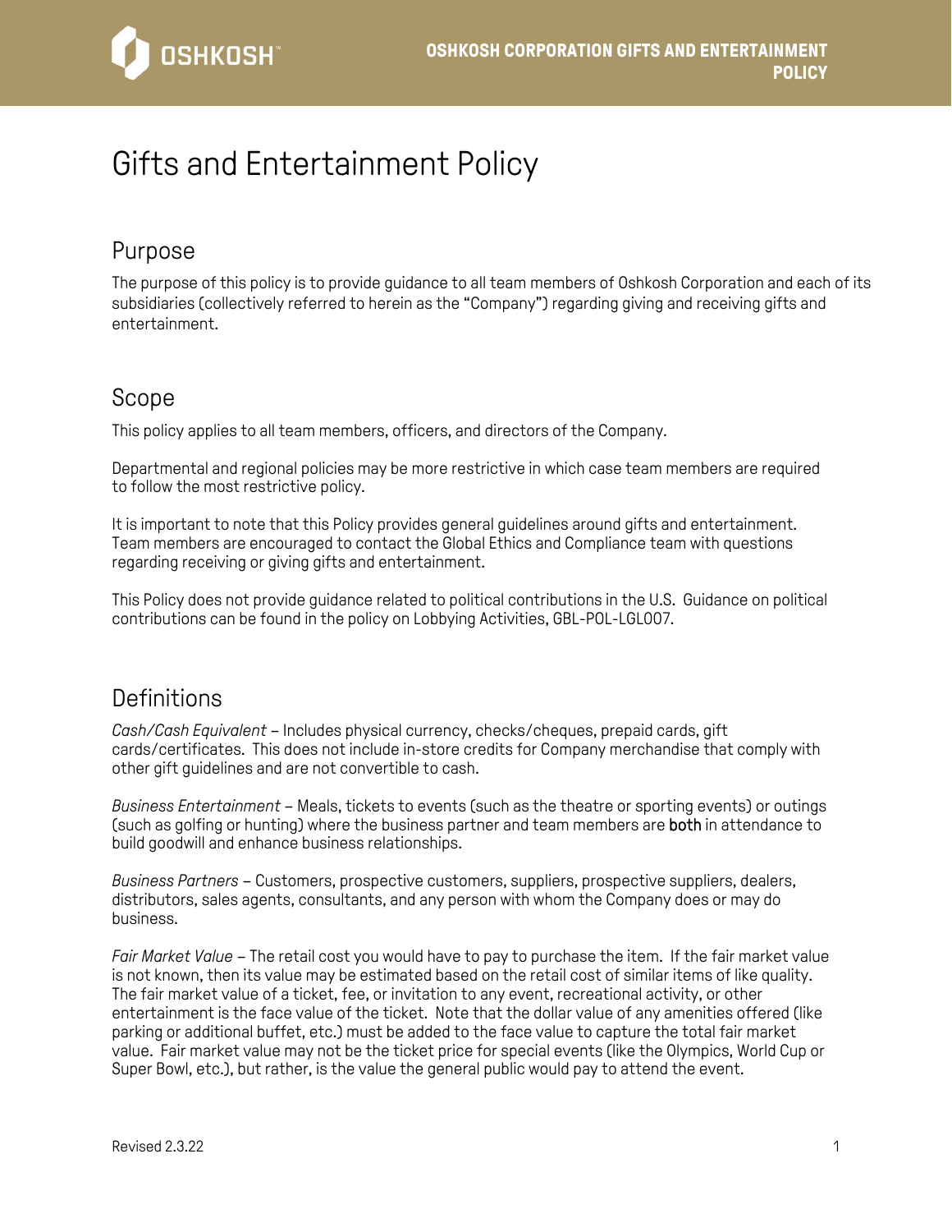# Gifts and Entertainment Policy

## Purpose

The purpose of this policy is to provide guidance to all team members of Oshkosh Corporation and each of its subsidiaries (collectively referred to herein as the "Company") regarding giving and receiving gifts and entertainment.

## Scope

This policy applies to all team members, officers, and directors of the Company.

Departmental and regional policies may be more restrictive in which case team members are required to follow the most restrictive policy.

It is important to note that this Policy provides general guidelines around gifts and entertainment. Team members are encouraged to contact the Global Ethics and Compliance team with questions regarding receiving or giving gifts and entertainment.

This Policy does not provide guidance related to political contributions in the U.S. Guidance on political contributions can be found in the policy on Lobbying Activities, GBL-POL-LGL007.

## Definitions

*Cash/Cash Equivalent* – Includes physical currency, checks/cheques, prepaid cards, gift cards/certificates. This does not include in-store credits for Company merchandise that comply with other gift guidelines and are not convertible to cash.

*Business Entertainment* – Meals, tickets to events (such as the theatre or sporting events) or outings (such as golfing or hunting) where the business partner and team members are **both** in attendance to build goodwill and enhance business relationships.

*Business Partners* – Customers, prospective customers, suppliers, prospective suppliers, dealers, distributors, sales agents, consultants, and any person with whom the Company does or may do business.

*Fair Market Value* – The retail cost you would have to pay to purchase the item. If the fair market value is not known, then its value may be estimated based on the retail cost of similar items of like quality. The fair market value of a ticket, fee, or invitation to any event, recreational activity, or other entertainment is the face value of the ticket. Note that the dollar value of any amenities offered (like parking or additional buffet, etc.) must be added to the face value to capture the total fair market value. Fair market value may not be the ticket price for special events (like the Olympics, World Cup or Super Bowl, etc.), but rather, is the value the general public would pay to attend the event.

Revised 2.3.22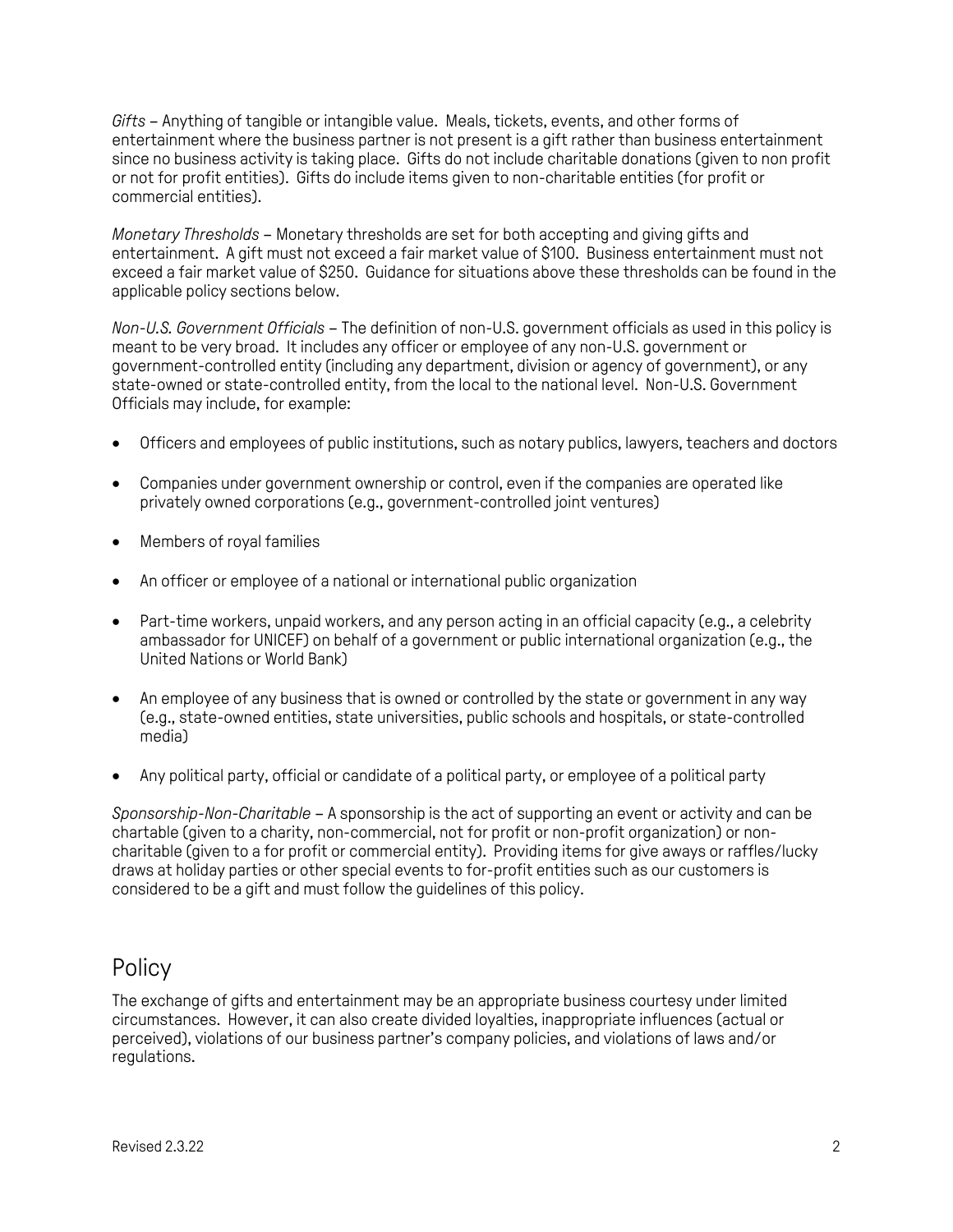*Gifts* – Anything of tangible or intangible value. Meals, tickets, events, and other forms of entertainment where the business partner is not present is a gift rather than business entertainment since no business activity is taking place. Gifts do not include charitable donations (given to non profit or not for profit entities). Gifts do include items given to non-charitable entities (for profit or commercial entities).

*Monetary Thresholds* – Monetary thresholds are set for both accepting and giving gifts and entertainment. A gift must not exceed a fair market value of $100. Business entertainment must not exceed a fair market value of $250. Guidance for situations above these thresholds can be found in the applicable policy sections below.

*Non-U.S. Government Officials* – The definition of non-U.S. government officials as used in this policy is meant to be very broad. It includes any officer or employee of any non-U.S. government or government-controlled entity (including any department, division or agency of government), or any state-owned or state-controlled entity, from the local to the national level. Non-U.S. Government Officials may include, for example:

- Officers and employees of public institutions, such as notary publics, lawyers, teachers and doctors
- Companies under government ownership or control, even if the companies are operated like privately owned corporations (e.g., government-controlled joint ventures)
- Members of royal families
- An officer or employee of a national or international public organization
- Part-time workers, unpaid workers, and any person acting in an official capacity (e.g., a celebrity ambassador for UNICEF) on behalf of a government or public international organization (e.g., the United Nations or World Bank)
- An employee of any business that is owned or controlled by the state or government in any way (e.g., state-owned entities, state universities, public schools and hospitals, or state-controlled media)
- Any political party, official or candidate of a political party, or employee of a political party

*Sponsorship-Non-Charitable* – A sponsorship is the act of supporting an event or activity and can be chartable (given to a charity, non-commercial, not for profit or non-profit organization) or non-charitable (given to a for profit or commercial entity). Providing items for give aways or raffles/lucky draws at holiday parties or other special events to for-profit entities such as our customers is considered to be a gift and must follow the guidelines of this policy.

## Policy

The exchange of gifts and entertainment may be an appropriate business courtesy under limited circumstances. However, it can also create divided loyalties, inappropriate influences (actual or perceived), violations of our business partner's company policies, and violations of laws and/or regulations.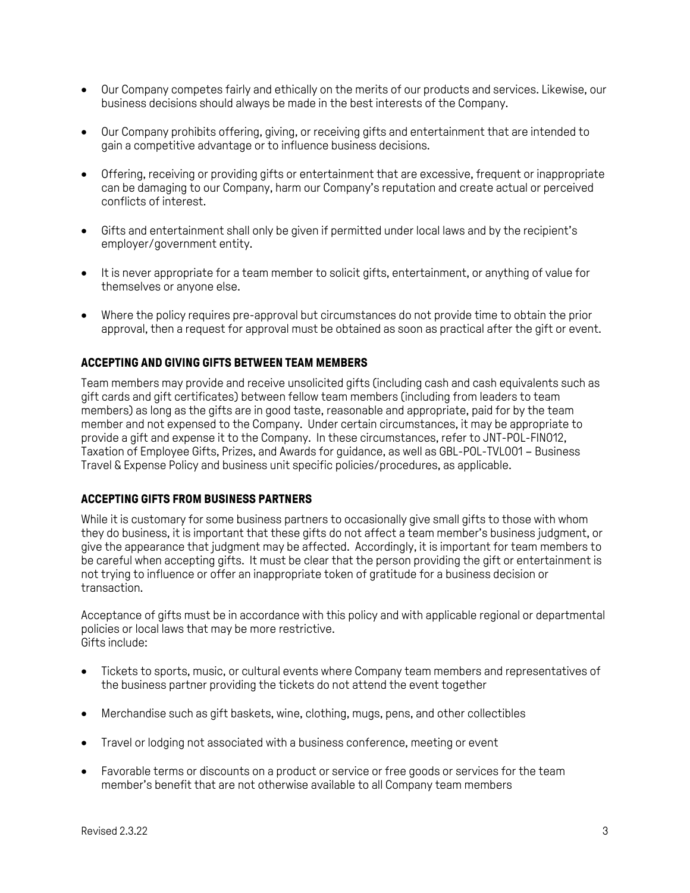- Our Company competes fairly and ethically on the merits of our products and services. Likewise, our business decisions should always be made in the best interests of the Company.

- Our Company prohibits offering, giving, or receiving gifts and entertainment that are intended to gain a competitive advantage or to influence business decisions.

- Offering, receiving or providing gifts or entertainment that are excessive, frequent or inappropriate can be damaging to our Company, harm our Company's reputation and create actual or perceived conflicts of interest.

- Gifts and entertainment shall only be given if permitted under local laws and by the recipient's employer/government entity.

- It is never appropriate for a team member to solicit gifts, entertainment, or anything of value for themselves or anyone else.

- Where the policy requires pre-approval but circumstances do not provide time to obtain the prior approval, then a request for approval must be obtained as soon as practical after the gift or event.

### ACCEPTING AND GIVING GIFTS BETWEEN TEAM MEMBERS

Team members may provide and receive unsolicited gifts (including cash and cash equivalents such as gift cards and gift certificates) between fellow team members (including from leaders to team members) as long as the gifts are in good taste, reasonable and appropriate, paid for by the team member and not expensed to the Company. Under certain circumstances, it may be appropriate to provide a gift and expense it to the Company. In these circumstances, refer to JNT-POL-FIN012, Taxation of Employee Gifts, Prizes, and Awards for guidance, as well as GBL-POL-TVL001 – Business Travel & Expense Policy and business unit specific policies/procedures, as applicable.

### ACCEPTING GIFTS FROM BUSINESS PARTNERS

While it is customary for some business partners to occasionally give small gifts to those with whom they do business, it is important that these gifts do not affect a team member's business judgment, or give the appearance that judgment may be affected. Accordingly, it is important for team members to be careful when accepting gifts. It must be clear that the person providing the gift or entertainment is not trying to influence or offer an inappropriate token of gratitude for a business decision or transaction.

Acceptance of gifts must be in accordance with this policy and with applicable regional or departmental policies or local laws that may be more restrictive.
Gifts include:

- Tickets to sports, music, or cultural events where Company team members and representatives of the business partner providing the tickets do not attend the event together

- Merchandise such as gift baskets, wine, clothing, mugs, pens, and other collectibles

- Travel or lodging not associated with a business conference, meeting or event

- Favorable terms or discounts on a product or service or free goods or services for the team member's benefit that are not otherwise available to all Company team members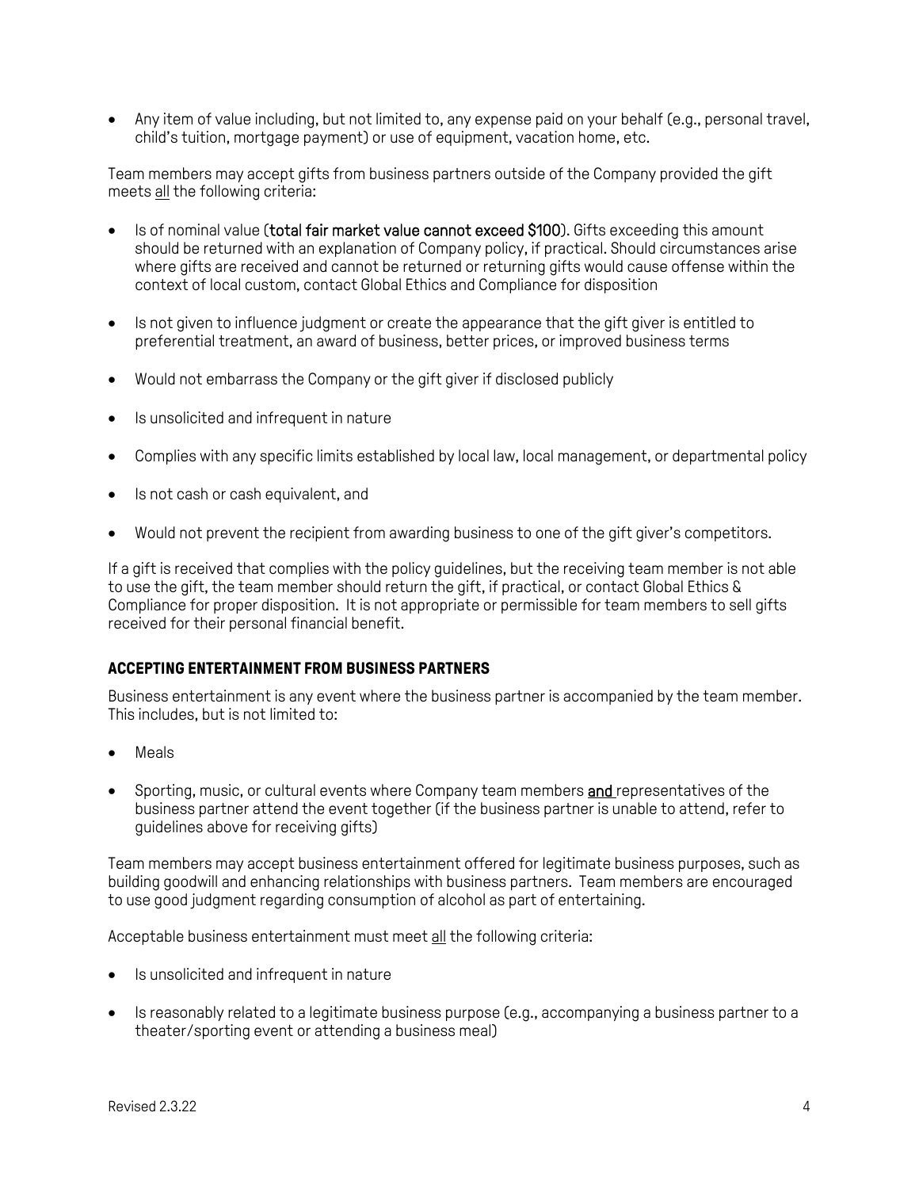- Any item of value including, but not limited to, any expense paid on your behalf (e.g., personal travel, child's tuition, mortgage payment) or use of equipment, vacation home, etc.

Team members may accept gifts from business partners outside of the Company provided the gift meets <u>all</u> the following criteria:

- Is of nominal value (**total fair market value cannot exceed $100**). Gifts exceeding this amount should be returned with an explanation of Company policy, if practical. Should circumstances arise where gifts are received and cannot be returned or returning gifts would cause offense within the context of local custom, contact Global Ethics and Compliance for disposition
- Is not given to influence judgment or create the appearance that the gift giver is entitled to preferential treatment, an award of business, better prices, or improved business terms
- Would not embarrass the Company or the gift giver if disclosed publicly
- Is unsolicited and infrequent in nature
- Complies with any specific limits established by local law, local management, or departmental policy
- Is not cash or cash equivalent, and
- Would not prevent the recipient from awarding business to one of the gift giver's competitors.

If a gift is received that complies with the policy guidelines, but the receiving team member is not able to use the gift, the team member should return the gift, if practical, or contact Global Ethics & Compliance for proper disposition. It is not appropriate or permissible for team members to sell gifts received for their personal financial benefit.

### ACCEPTING ENTERTAINMENT FROM BUSINESS PARTNERS

Business entertainment is any event where the business partner is accompanied by the team member. This includes, but is not limited to:

- Meals
- Sporting, music, or cultural events where Company team members **<u>and</u>** representatives of the business partner attend the event together (if the business partner is unable to attend, refer to guidelines above for receiving gifts)

Team members may accept business entertainment offered for legitimate business purposes, such as building goodwill and enhancing relationships with business partners. Team members are encouraged to use good judgment regarding consumption of alcohol as part of entertaining.

Acceptable business entertainment must meet <u>all</u> the following criteria:

- Is unsolicited and infrequent in nature
- Is reasonably related to a legitimate business purpose (e.g., accompanying a business partner to a theater/sporting event or attending a business meal)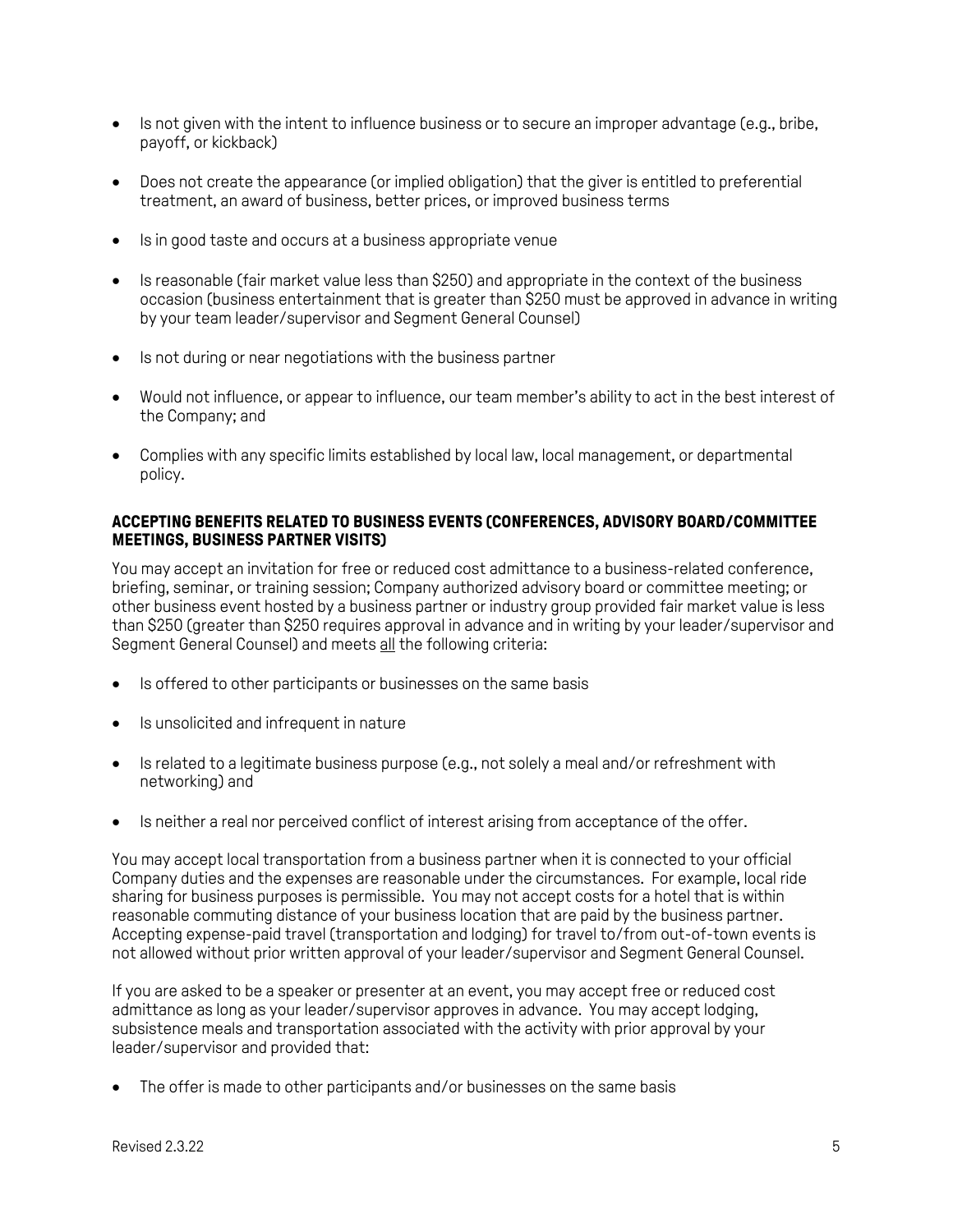- Is not given with the intent to influence business or to secure an improper advantage (e.g., bribe, payoff, or kickback)
- Does not create the appearance (or implied obligation) that the giver is entitled to preferential treatment, an award of business, better prices, or improved business terms
- Is in good taste and occurs at a business appropriate venue
- Is reasonable (fair market value less than $250) and appropriate in the context of the business occasion (business entertainment that is greater than $250 must be approved in advance in writing by your team leader/supervisor and Segment General Counsel)
- Is not during or near negotiations with the business partner
- Would not influence, or appear to influence, our team member's ability to act in the best interest of the Company; and
- Complies with any specific limits established by local law, local management, or departmental policy.

#### ACCEPTING BENEFITS RELATED TO BUSINESS EVENTS (CONFERENCES, ADVISORY BOARD/COMMITTEE MEETINGS, BUSINESS PARTNER VISITS)

You may accept an invitation for free or reduced cost admittance to a business-related conference, briefing, seminar, or training session; Company authorized advisory board or committee meeting; or other business event hosted by a business partner or industry group provided fair market value is less than $250 (greater than $250 requires approval in advance and in writing by your leader/supervisor and Segment General Counsel) and meets <u>all</u> the following criteria:

- Is offered to other participants or businesses on the same basis
- Is unsolicited and infrequent in nature
- Is related to a legitimate business purpose (e.g., not solely a meal and/or refreshment with networking) and
- Is neither a real nor perceived conflict of interest arising from acceptance of the offer.

You may accept local transportation from a business partner when it is connected to your official Company duties and the expenses are reasonable under the circumstances. For example, local ride sharing for business purposes is permissible. You may not accept costs for a hotel that is within reasonable commuting distance of your business location that are paid by the business partner. Accepting expense-paid travel (transportation and lodging) for travel to/from out-of-town events is not allowed without prior written approval of your leader/supervisor and Segment General Counsel.

If you are asked to be a speaker or presenter at an event, you may accept free or reduced cost admittance as long as your leader/supervisor approves in advance. You may accept lodging, subsistence meals and transportation associated with the activity with prior approval by your leader/supervisor and provided that:

- The offer is made to other participants and/or businesses on the same basis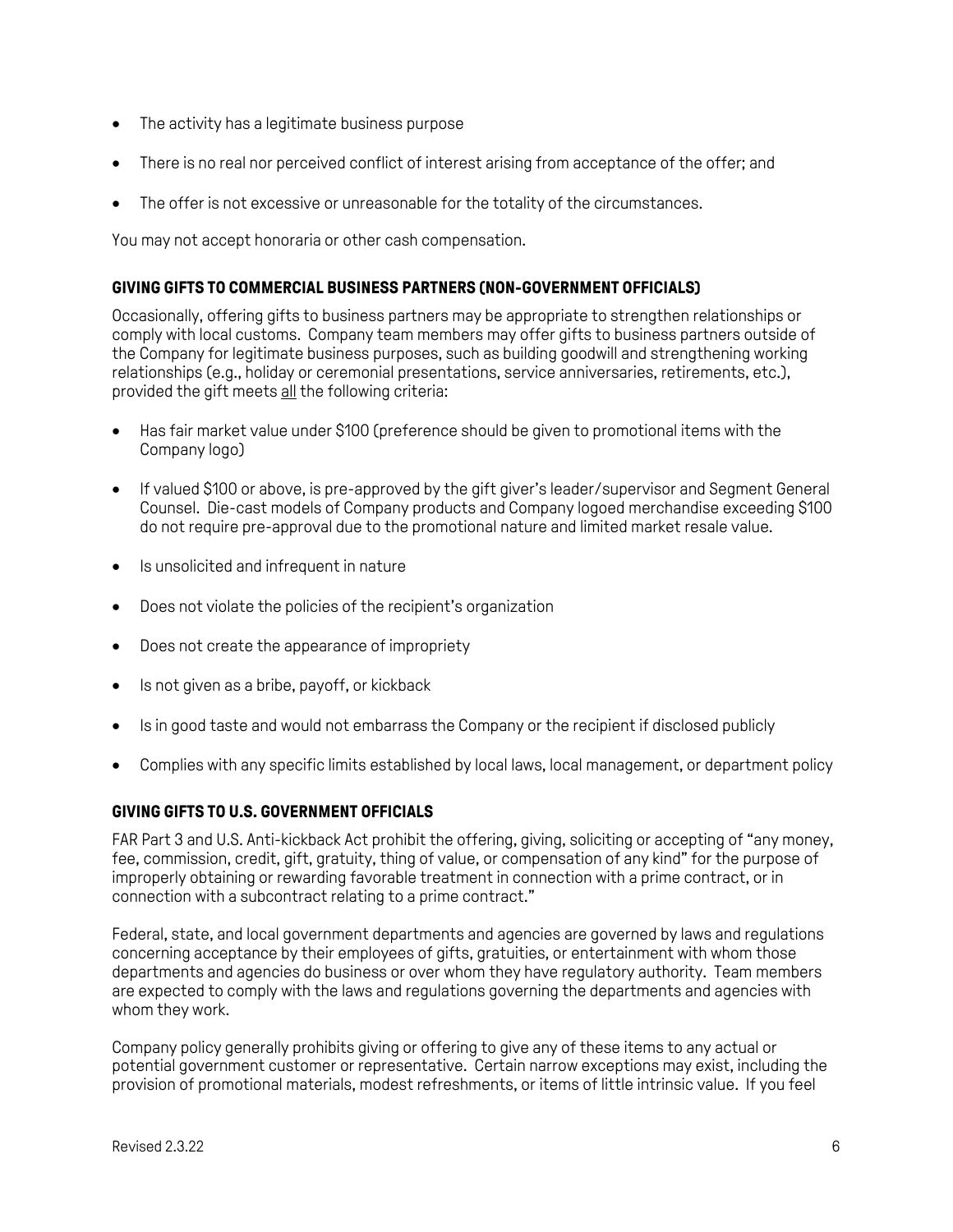- The activity has a legitimate business purpose
- There is no real nor perceived conflict of interest arising from acceptance of the offer; and
- The offer is not excessive or unreasonable for the totality of the circumstances.

You may not accept honoraria or other cash compensation.

### GIVING GIFTS TO COMMERCIAL BUSINESS PARTNERS (NON-GOVERNMENT OFFICIALS)

Occasionally, offering gifts to business partners may be appropriate to strengthen relationships or comply with local customs. Company team members may offer gifts to business partners outside of the Company for legitimate business purposes, such as building goodwill and strengthening working relationships (e.g., holiday or ceremonial presentations, service anniversaries, retirements, etc.), provided the gift meets <u>all</u> the following criteria:

- Has fair market value under $100 (preference should be given to promotional items with the Company logo)
- If valued $100 or above, is pre-approved by the gift giver's leader/supervisor and Segment General Counsel. Die-cast models of Company products and Company logoed merchandise exceeding $100 do not require pre-approval due to the promotional nature and limited market resale value.
- Is unsolicited and infrequent in nature
- Does not violate the policies of the recipient's organization
- Does not create the appearance of impropriety
- Is not given as a bribe, payoff, or kickback
- Is in good taste and would not embarrass the Company or the recipient if disclosed publicly
- Complies with any specific limits established by local laws, local management, or department policy

### GIVING GIFTS TO U.S. GOVERNMENT OFFICIALS

FAR Part 3 and U.S. Anti-kickback Act prohibit the offering, giving, soliciting or accepting of "any money, fee, commission, credit, gift, gratuity, thing of value, or compensation of any kind" for the purpose of improperly obtaining or rewarding favorable treatment in connection with a prime contract, or in connection with a subcontract relating to a prime contract."

Federal, state, and local government departments and agencies are governed by laws and regulations concerning acceptance by their employees of gifts, gratuities, or entertainment with whom those departments and agencies do business or over whom they have regulatory authority. Team members are expected to comply with the laws and regulations governing the departments and agencies with whom they work.

Company policy generally prohibits giving or offering to give any of these items to any actual or potential government customer or representative. Certain narrow exceptions may exist, including the provision of promotional materials, modest refreshments, or items of little intrinsic value. If you feel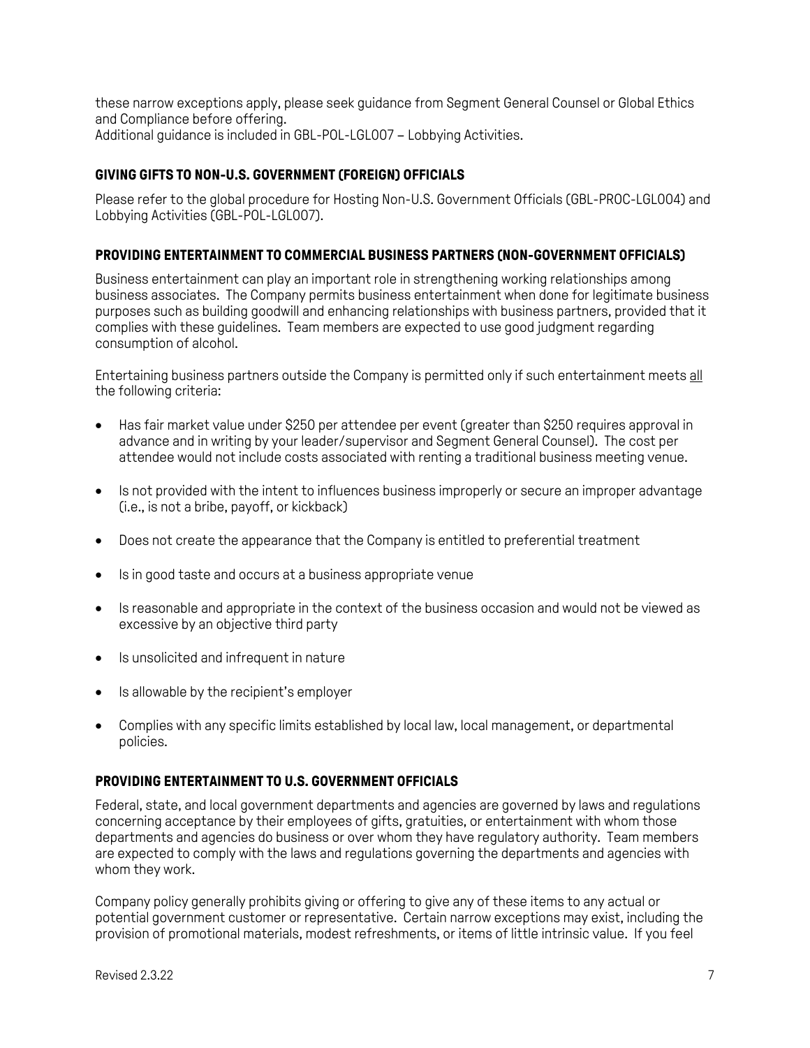these narrow exceptions apply, please seek guidance from Segment General Counsel or Global Ethics and Compliance before offering.
Additional guidance is included in GBL-POL-LGL007 – Lobbying Activities.

### GIVING GIFTS TO NON-U.S. GOVERNMENT (FOREIGN) OFFICIALS

Please refer to the global procedure for Hosting Non-U.S. Government Officials (GBL-PROC-LGL004) and Lobbying Activities (GBL-POL-LGL007).

### PROVIDING ENTERTAINMENT TO COMMERCIAL BUSINESS PARTNERS (NON-GOVERNMENT OFFICIALS)

Business entertainment can play an important role in strengthening working relationships among business associates. The Company permits business entertainment when done for legitimate business purposes such as building goodwill and enhancing relationships with business partners, provided that it complies with these guidelines. Team members are expected to use good judgment regarding consumption of alcohol.

Entertaining business partners outside the Company is permitted only if such entertainment meets <u>all</u> the following criteria:

- Has fair market value under $250 per attendee per event (greater than $250 requires approval in advance and in writing by your leader/supervisor and Segment General Counsel). The cost per attendee would not include costs associated with renting a traditional business meeting venue.
- Is not provided with the intent to influences business improperly or secure an improper advantage (i.e., is not a bribe, payoff, or kickback)
- Does not create the appearance that the Company is entitled to preferential treatment
- Is in good taste and occurs at a business appropriate venue
- Is reasonable and appropriate in the context of the business occasion and would not be viewed as excessive by an objective third party
- Is unsolicited and infrequent in nature
- Is allowable by the recipient's employer
- Complies with any specific limits established by local law, local management, or departmental policies.

### PROVIDING ENTERTAINMENT TO U.S. GOVERNMENT OFFICIALS

Federal, state, and local government departments and agencies are governed by laws and regulations concerning acceptance by their employees of gifts, gratuities, or entertainment with whom those departments and agencies do business or over whom they have regulatory authority. Team members are expected to comply with the laws and regulations governing the departments and agencies with whom they work.

Company policy generally prohibits giving or offering to give any of these items to any actual or potential government customer or representative. Certain narrow exceptions may exist, including the provision of promotional materials, modest refreshments, or items of little intrinsic value. If you feel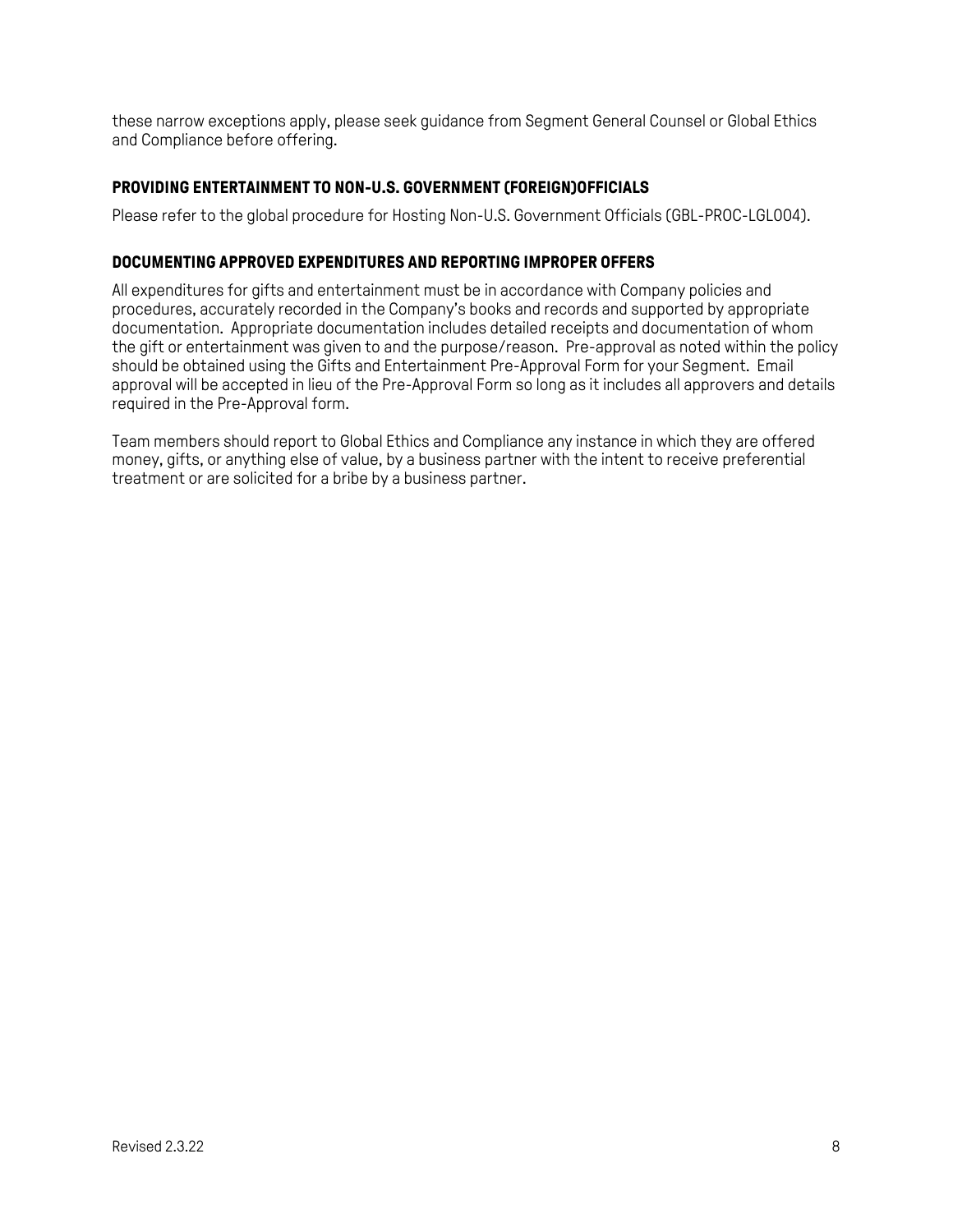these narrow exceptions apply, please seek guidance from Segment General Counsel or Global Ethics and Compliance before offering.

### PROVIDING ENTERTAINMENT TO NON-U.S. GOVERNMENT (FOREIGN)OFFICIALS

Please refer to the global procedure for Hosting Non-U.S. Government Officials (GBL-PROC-LGL004).

### DOCUMENTING APPROVED EXPENDITURES AND REPORTING IMPROPER OFFERS

All expenditures for gifts and entertainment must be in accordance with Company policies and procedures, accurately recorded in the Company's books and records and supported by appropriate documentation. Appropriate documentation includes detailed receipts and documentation of whom the gift or entertainment was given to and the purpose/reason. Pre-approval as noted within the policy should be obtained using the Gifts and Entertainment Pre-Approval Form for your Segment. Email approval will be accepted in lieu of the Pre-Approval Form so long as it includes all approvers and details required in the Pre-Approval form.

Team members should report to Global Ethics and Compliance any instance in which they are offered money, gifts, or anything else of value, by a business partner with the intent to receive preferential treatment or are solicited for a bribe by a business partner.